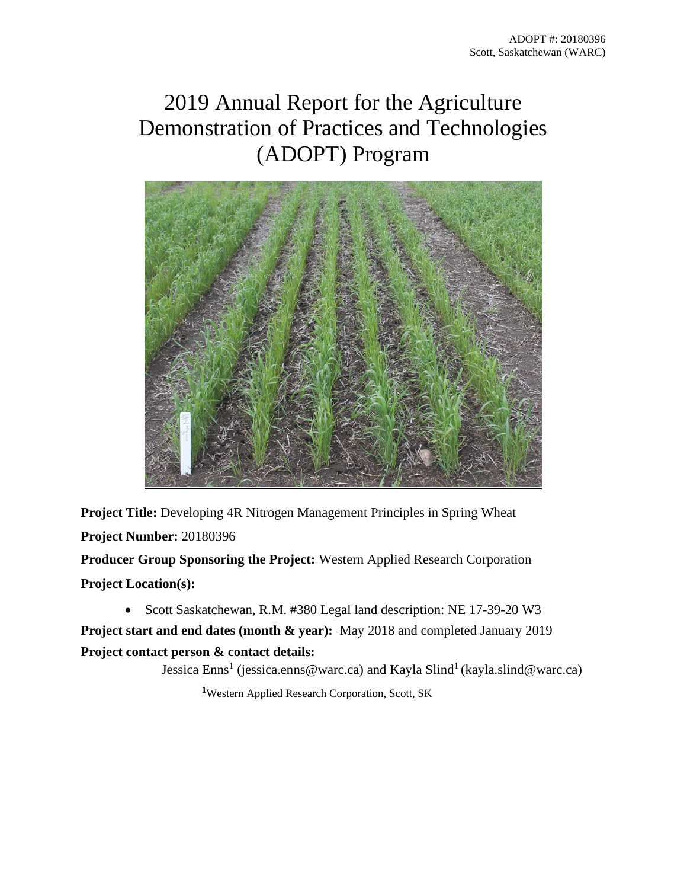ADOPT #: 20180396
Scott, Saskatchewan (WARC)

# 2019 Annual Report for the Agriculture Demonstration of Practices and Technologies (ADOPT) Program

**Project Title:** Developing 4R Nitrogen Management Principles in Spring Wheat

**Project Number:** 20180396

**Producer Group Sponsoring the Project:** Western Applied Research Corporation

**Project Location(s):**

- Scott Saskatchewan, R.M. #380 Legal land description: NE 17-39-20 W3

**Project start and end dates (month & year):** May 2018 and completed January 2019

**Project contact person & contact details:**

Jessica Enns[1] (jessica.enns@warc.ca) and Kayla Slind[1] (kayla.slind@warc.ca)

[1]Western Applied Research Corporation, Scott, SK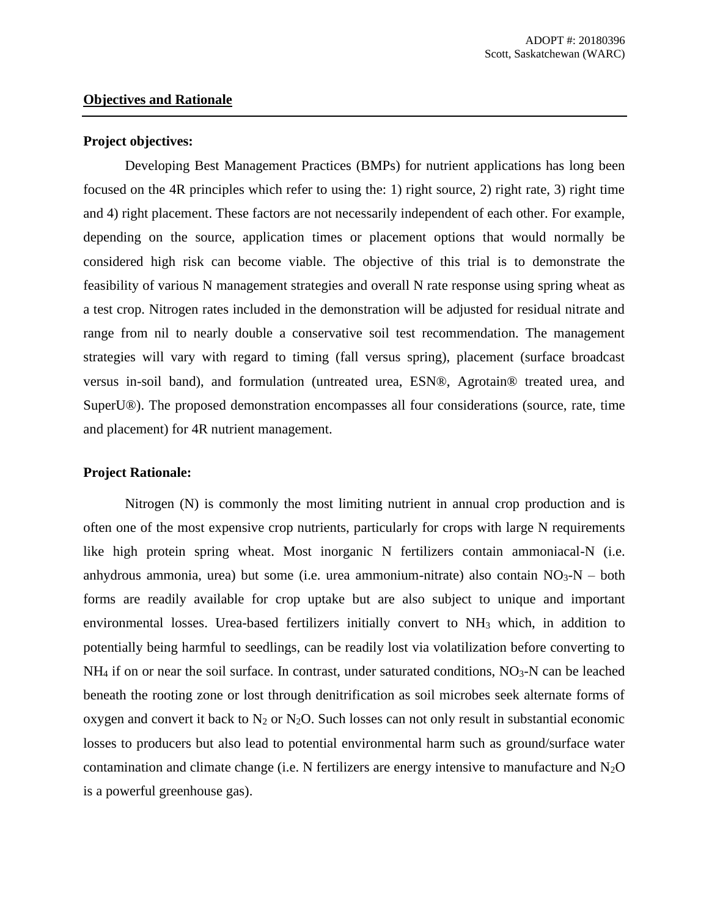## Objectives and Rationale

### Project objectives:

Developing Best Management Practices (BMPs) for nutrient applications has long been focused on the 4R principles which refer to using the: 1) right source, 2) right rate, 3) right time and 4) right placement. These factors are not necessarily independent of each other. For example, depending on the source, application times or placement options that would normally be considered high risk can become viable. The objective of this trial is to demonstrate the feasibility of various N management strategies and overall N rate response using spring wheat as a test crop. Nitrogen rates included in the demonstration will be adjusted for residual nitrate and range from nil to nearly double a conservative soil test recommendation. The management strategies will vary with regard to timing (fall versus spring), placement (surface broadcast versus in-soil band), and formulation (untreated urea, ESN®, Agrotain® treated urea, and SuperU®). The proposed demonstration encompasses all four considerations (source, rate, time and placement) for 4R nutrient management.

### Project Rationale:

Nitrogen (N) is commonly the most limiting nutrient in annual crop production and is often one of the most expensive crop nutrients, particularly for crops with large N requirements like high protein spring wheat. Most inorganic N fertilizers contain ammoniacal-N (i.e. anhydrous ammonia, urea) but some (i.e. urea ammonium-nitrate) also contain $NO_3$-N – both forms are readily available for crop uptake but are also subject to unique and important environmental losses. Urea-based fertilizers initially convert to $NH_3$ which, in addition to potentially being harmful to seedlings, can be readily lost via volatilization before converting to $NH_4$ if on or near the soil surface. In contrast, under saturated conditions, $NO_3$-N can be leached beneath the rooting zone or lost through denitrification as soil microbes seek alternate forms of oxygen and convert it back to $N_2$ or $N_2O$. Such losses can not only result in substantial economic losses to producers but also lead to potential environmental harm such as ground/surface water contamination and climate change (i.e. N fertilizers are energy intensive to manufacture and $N_2O$ is a powerful greenhouse gas).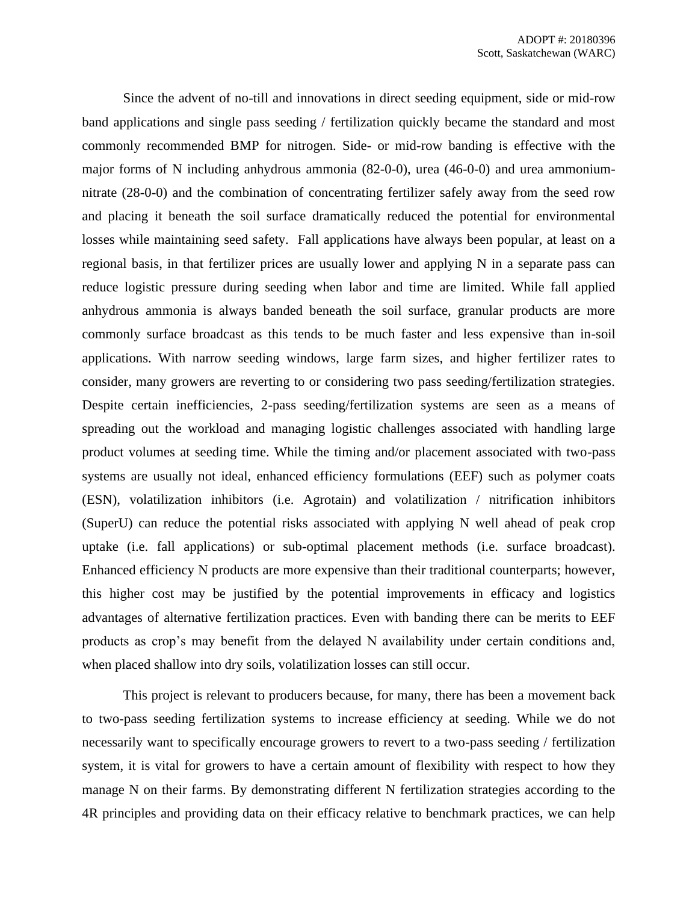Since the advent of no-till and innovations in direct seeding equipment, side or mid-row band applications and single pass seeding / fertilization quickly became the standard and most commonly recommended BMP for nitrogen. Side- or mid-row banding is effective with the major forms of N including anhydrous ammonia (82-0-0), urea (46-0-0) and urea ammonium-nitrate (28-0-0) and the combination of concentrating fertilizer safely away from the seed row and placing it beneath the soil surface dramatically reduced the potential for environmental losses while maintaining seed safety. Fall applications have always been popular, at least on a regional basis, in that fertilizer prices are usually lower and applying N in a separate pass can reduce logistic pressure during seeding when labor and time are limited. While fall applied anhydrous ammonia is always banded beneath the soil surface, granular products are more commonly surface broadcast as this tends to be much faster and less expensive than in-soil applications. With narrow seeding windows, large farm sizes, and higher fertilizer rates to consider, many growers are reverting to or considering two pass seeding/fertilization strategies. Despite certain inefficiencies, 2-pass seeding/fertilization systems are seen as a means of spreading out the workload and managing logistic challenges associated with handling large product volumes at seeding time. While the timing and/or placement associated with two-pass systems are usually not ideal, enhanced efficiency formulations (EEF) such as polymer coats (ESN), volatilization inhibitors (i.e. Agrotain) and volatilization / nitrification inhibitors (SuperU) can reduce the potential risks associated with applying N well ahead of peak crop uptake (i.e. fall applications) or sub-optimal placement methods (i.e. surface broadcast). Enhanced efficiency N products are more expensive than their traditional counterparts; however, this higher cost may be justified by the potential improvements in efficacy and logistics advantages of alternative fertilization practices. Even with banding there can be merits to EEF products as crop's may benefit from the delayed N availability under certain conditions and, when placed shallow into dry soils, volatilization losses can still occur.

This project is relevant to producers because, for many, there has been a movement back to two-pass seeding fertilization systems to increase efficiency at seeding. While we do not necessarily want to specifically encourage growers to revert to a two-pass seeding / fertilization system, it is vital for growers to have a certain amount of flexibility with respect to how they manage N on their farms. By demonstrating different N fertilization strategies according to the 4R principles and providing data on their efficacy relative to benchmark practices, we can help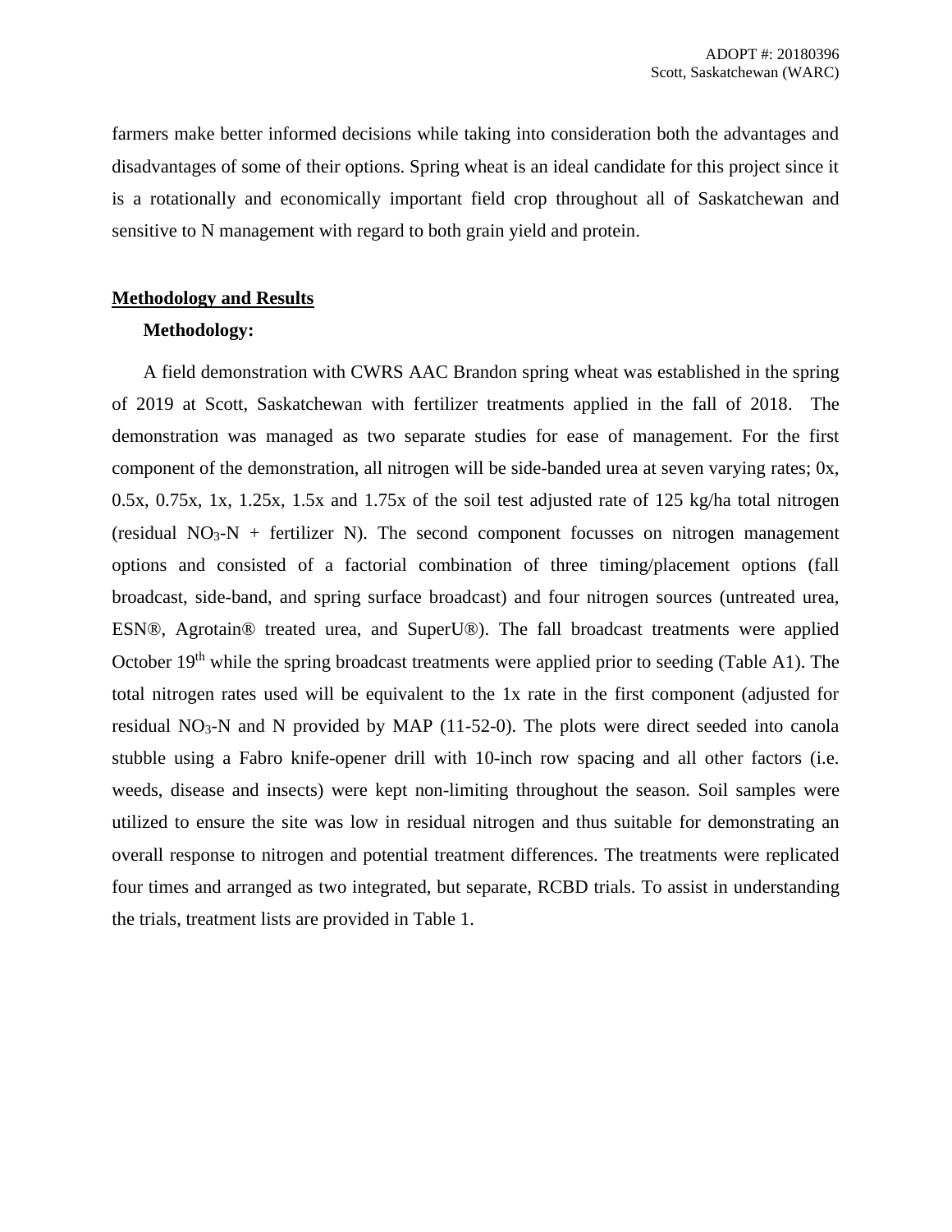farmers make better informed decisions while taking into consideration both the advantages and disadvantages of some of their options. Spring wheat is an ideal candidate for this project since it is a rotationally and economically important field crop throughout all of Saskatchewan and sensitive to N management with regard to both grain yield and protein.

## Methodology and Results

### Methodology:

A field demonstration with CWRS AAC Brandon spring wheat was established in the spring of 2019 at Scott, Saskatchewan with fertilizer treatments applied in the fall of 2018. The demonstration was managed as two separate studies for ease of management. For the first component of the demonstration, all nitrogen will be side-banded urea at seven varying rates; 0x, 0.5x, 0.75x, 1x, 1.25x, 1.5x and 1.75x of the soil test adjusted rate of 125 kg/ha total nitrogen (residual $NO_3$-N + fertilizer N). The second component focusses on nitrogen management options and consisted of a factorial combination of three timing/placement options (fall broadcast, side-band, and spring surface broadcast) and four nitrogen sources (untreated urea, ESN®, Agrotain® treated urea, and SuperU®). The fall broadcast treatments were applied October 19th while the spring broadcast treatments were applied prior to seeding (Table A1). The total nitrogen rates used will be equivalent to the 1x rate in the first component (adjusted for residual $NO_3$-N and N provided by MAP (11-52-0). The plots were direct seeded into canola stubble using a Fabro knife-opener drill with 10-inch row spacing and all other factors (i.e. weeds, disease and insects) were kept non-limiting throughout the season. Soil samples were utilized to ensure the site was low in residual nitrogen and thus suitable for demonstrating an overall response to nitrogen and potential treatment differences. The treatments were replicated four times and arranged as two integrated, but separate, RCBD trials. To assist in understanding the trials, treatment lists are provided in Table 1.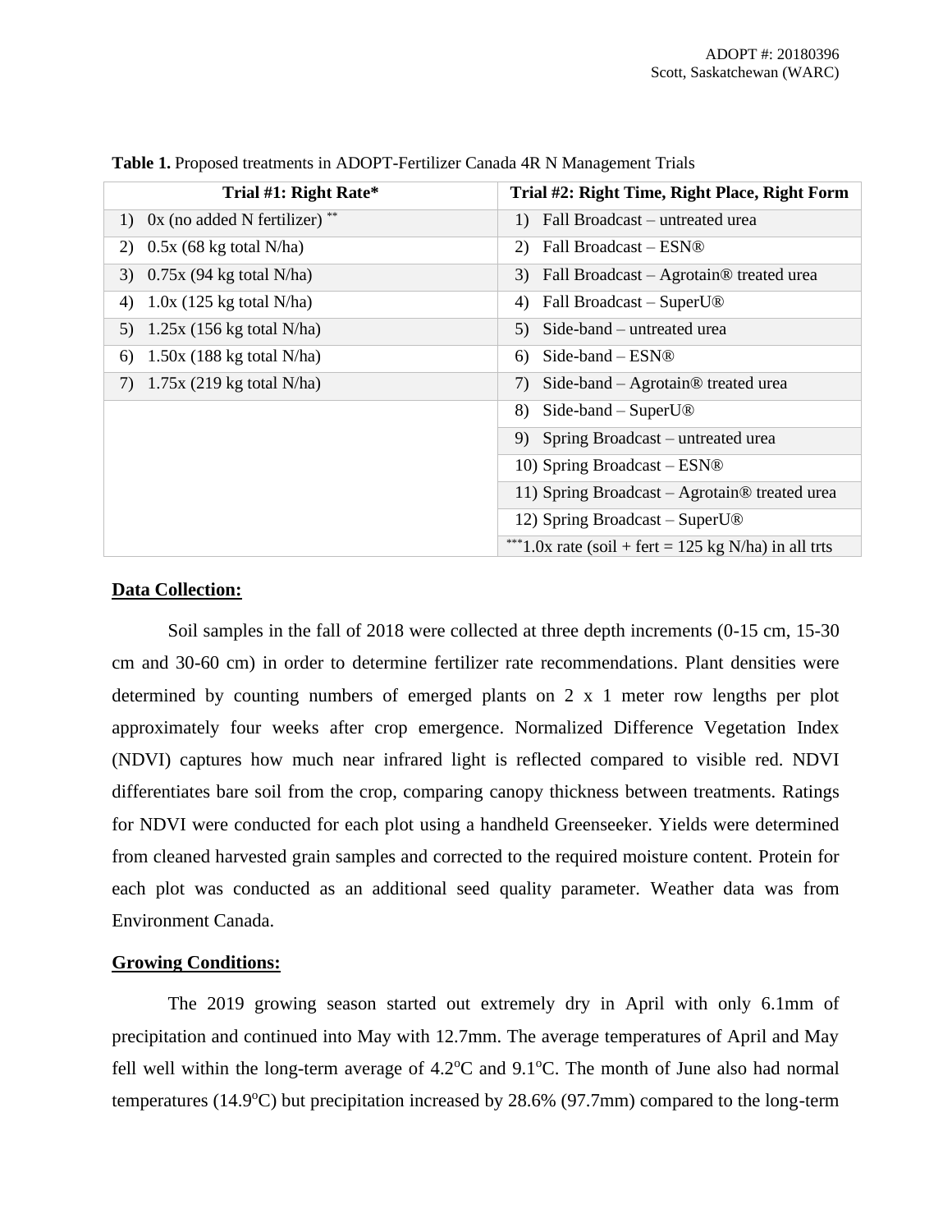**Table 1.** Proposed treatments in ADOPT-Fertilizer Canada 4R N Management Trials

| Trial #1: Right Rate* | Trial #2: Right Time, Right Place, Right Form |
|---|---|
| 1) 0x (no added N fertilizer) ** | 1) Fall Broadcast – untreated urea |
| 2) 0.5x (68 kg total N/ha) | 2) Fall Broadcast – ESN® |
| 3) 0.75x (94 kg total N/ha) | 3) Fall Broadcast – Agrotain® treated urea |
| 4) 1.0x (125 kg total N/ha) | 4) Fall Broadcast – SuperU® |
| 5) 1.25x (156 kg total N/ha) | 5) Side-band – untreated urea |
| 6) 1.50x (188 kg total N/ha) | 6) Side-band – ESN® |
| 7) 1.75x (219 kg total N/ha) | 7) Side-band – Agrotain® treated urea |
| | 8) Side-band – SuperU® |
| | 9) Spring Broadcast – untreated urea |
| | 10) Spring Broadcast – ESN® |
| | 11) Spring Broadcast – Agrotain® treated urea |
| | 12) Spring Broadcast – SuperU® |
| | ***1.0x rate (soil + fert = 125 kg N/ha) in all trts |

**Data Collection:**

Soil samples in the fall of 2018 were collected at three depth increments (0-15 cm, 15-30 cm and 30-60 cm) in order to determine fertilizer rate recommendations. Plant densities were determined by counting numbers of emerged plants on 2 x 1 meter row lengths per plot approximately four weeks after crop emergence. Normalized Difference Vegetation Index (NDVI) captures how much near infrared light is reflected compared to visible red. NDVI differentiates bare soil from the crop, comparing canopy thickness between treatments. Ratings for NDVI were conducted for each plot using a handheld Greenseeker. Yields were determined from cleaned harvested grain samples and corrected to the required moisture content. Protein for each plot was conducted as an additional seed quality parameter. Weather data was from Environment Canada.

**Growing Conditions:**

The 2019 growing season started out extremely dry in April with only 6.1mm of precipitation and continued into May with 12.7mm. The average temperatures of April and May fell well within the long-term average of 4.2$^{o}$C and 9.1$^{o}$C. The month of June also had normal temperatures (14.9$^{o}$C) but precipitation increased by 28.6% (97.7mm) compared to the long-term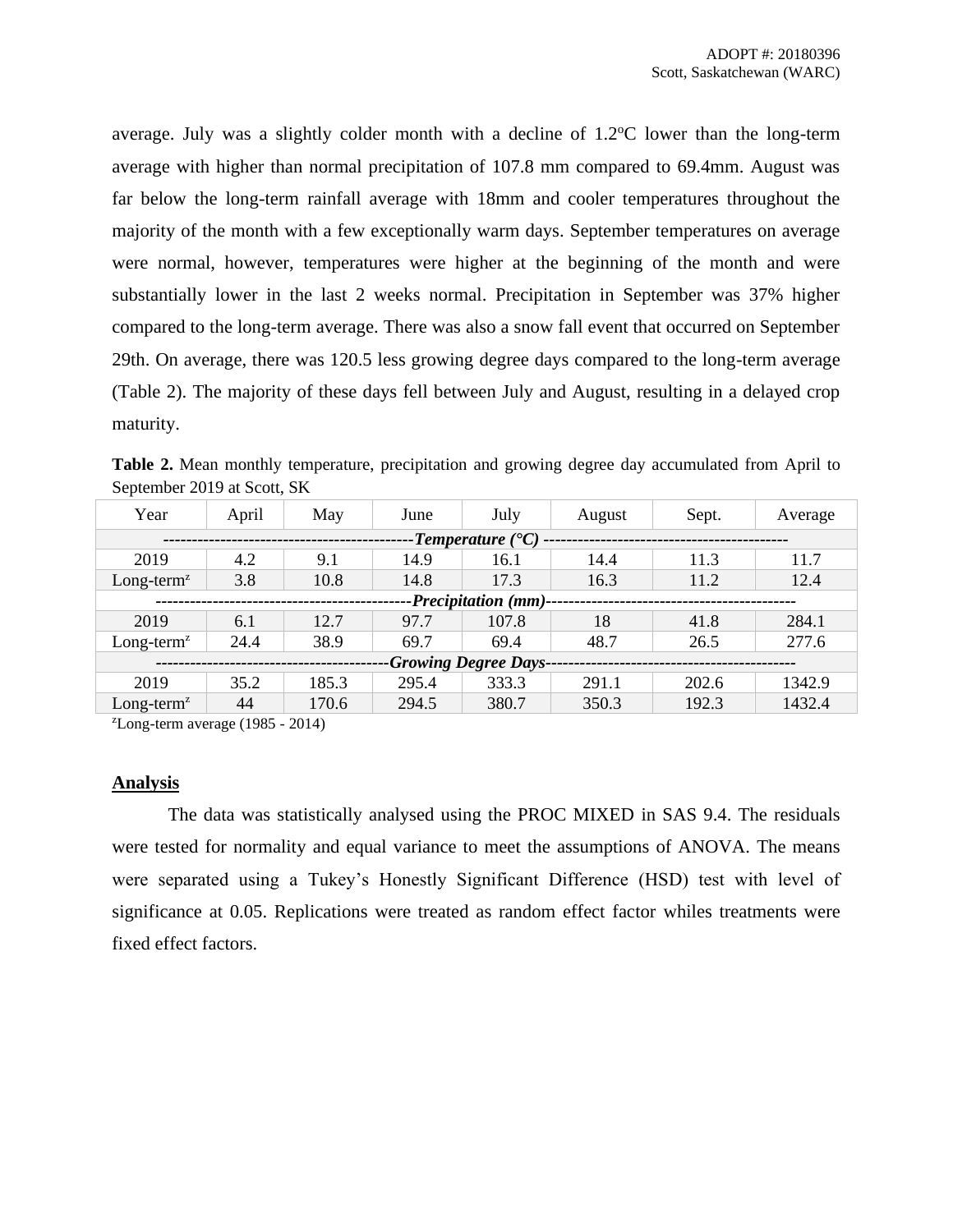average. July was a slightly colder month with a decline of 1.2°C lower than the long-term average with higher than normal precipitation of 107.8 mm compared to 69.4mm. August was far below the long-term rainfall average with 18mm and cooler temperatures throughout the majority of the month with a few exceptionally warm days. September temperatures on average were normal, however, temperatures were higher at the beginning of the month and were substantially lower in the last 2 weeks normal. Precipitation in September was 37% higher compared to the long-term average. There was also a snow fall event that occurred on September 29th. On average, there was 120.5 less growing degree days compared to the long-term average (Table 2). The majority of these days fell between July and August, resulting in a delayed crop maturity.

**Table 2.** Mean monthly temperature, precipitation and growing degree day accumulated from April to September 2019 at Scott, SK

| Year | April | May | June | July | August | Sept. | Average |
|---|---|---|---|---|---|---|---|
| ***Temperature (°C)*** | | | | | | | |
| 2019 | 4.2 | 9.1 | 14.9 | 16.1 | 14.4 | 11.3 | 11.7 |
| Long-term[z] | 3.8 | 10.8 | 14.8 | 17.3 | 16.3 | 11.2 | 12.4 |
| ***Precipitation (mm)*** | | | | | | | |
| 2019 | 6.1 | 12.7 | 97.7 | 107.8 | 18 | 41.8 | 284.1 |
| Long-term[z] | 24.4 | 38.9 | 69.7 | 69.4 | 48.7 | 26.5 | 277.6 |
| ***Growing Degree Days*** | | | | | | | |
| 2019 | 35.2 | 185.3 | 295.4 | 333.3 | 291.1 | 202.6 | 1342.9 |
| Long-term[z] | 44 | 170.6 | 294.5 | 380.7 | 350.3 | 192.3 | 1432.4 |

[z]Long-term average (1985 - 2014)

## Analysis

The data was statistically analysed using the PROC MIXED in SAS 9.4. The residuals were tested for normality and equal variance to meet the assumptions of ANOVA. The means were separated using a Tukey's Honestly Significant Difference (HSD) test with level of significance at 0.05. Replications were treated as random effect factor whiles treatments were fixed effect factors.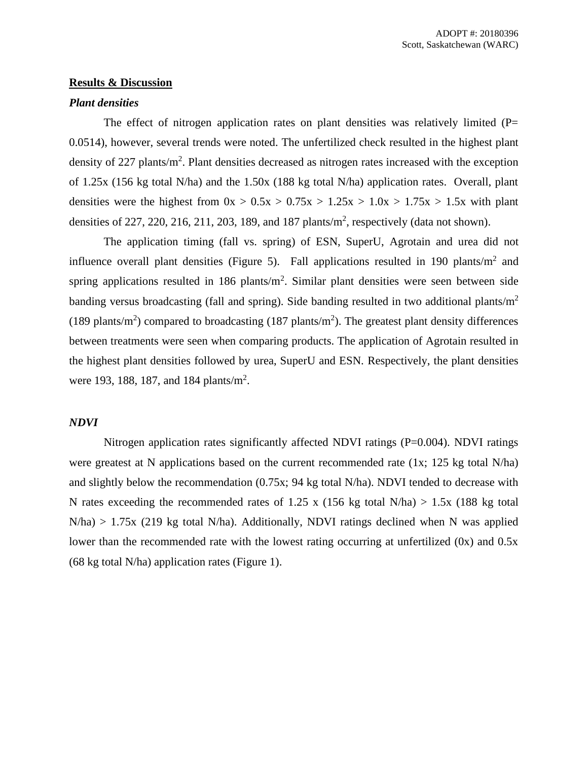## Results & Discussion

### *Plant densities*

The effect of nitrogen application rates on plant densities was relatively limited (P= 0.0514), however, several trends were noted. The unfertilized check resulted in the highest plant density of 227 plants/m$^2$. Plant densities decreased as nitrogen rates increased with the exception of 1.25x (156 kg total N/ha) and the 1.50x (188 kg total N/ha) application rates. Overall, plant densities were the highest from 0x > 0.5x > 0.75x > 1.25x > 1.0x > 1.75x > 1.5x with plant densities of 227, 220, 216, 211, 203, 189, and 187 plants/m$^2$, respectively (data not shown).

The application timing (fall vs. spring) of ESN, SuperU, Agrotain and urea did not influence overall plant densities (Figure 5). Fall applications resulted in 190 plants/m$^2$ and spring applications resulted in 186 plants/m$^2$. Similar plant densities were seen between side banding versus broadcasting (fall and spring). Side banding resulted in two additional plants/m$^2$ (189 plants/m$^2$) compared to broadcasting (187 plants/m$^2$). The greatest plant density differences between treatments were seen when comparing products. The application of Agrotain resulted in the highest plant densities followed by urea, SuperU and ESN. Respectively, the plant densities were 193, 188, 187, and 184 plants/m$^2$.

### *NDVI*

Nitrogen application rates significantly affected NDVI ratings (P=0.004). NDVI ratings were greatest at N applications based on the current recommended rate (1x; 125 kg total N/ha) and slightly below the recommendation (0.75x; 94 kg total N/ha). NDVI tended to decrease with N rates exceeding the recommended rates of 1.25 x (156 kg total N/ha) > 1.5x (188 kg total N/ha) > 1.75x (219 kg total N/ha). Additionally, NDVI ratings declined when N was applied lower than the recommended rate with the lowest rating occurring at unfertilized (0x) and 0.5x (68 kg total N/ha) application rates (Figure 1).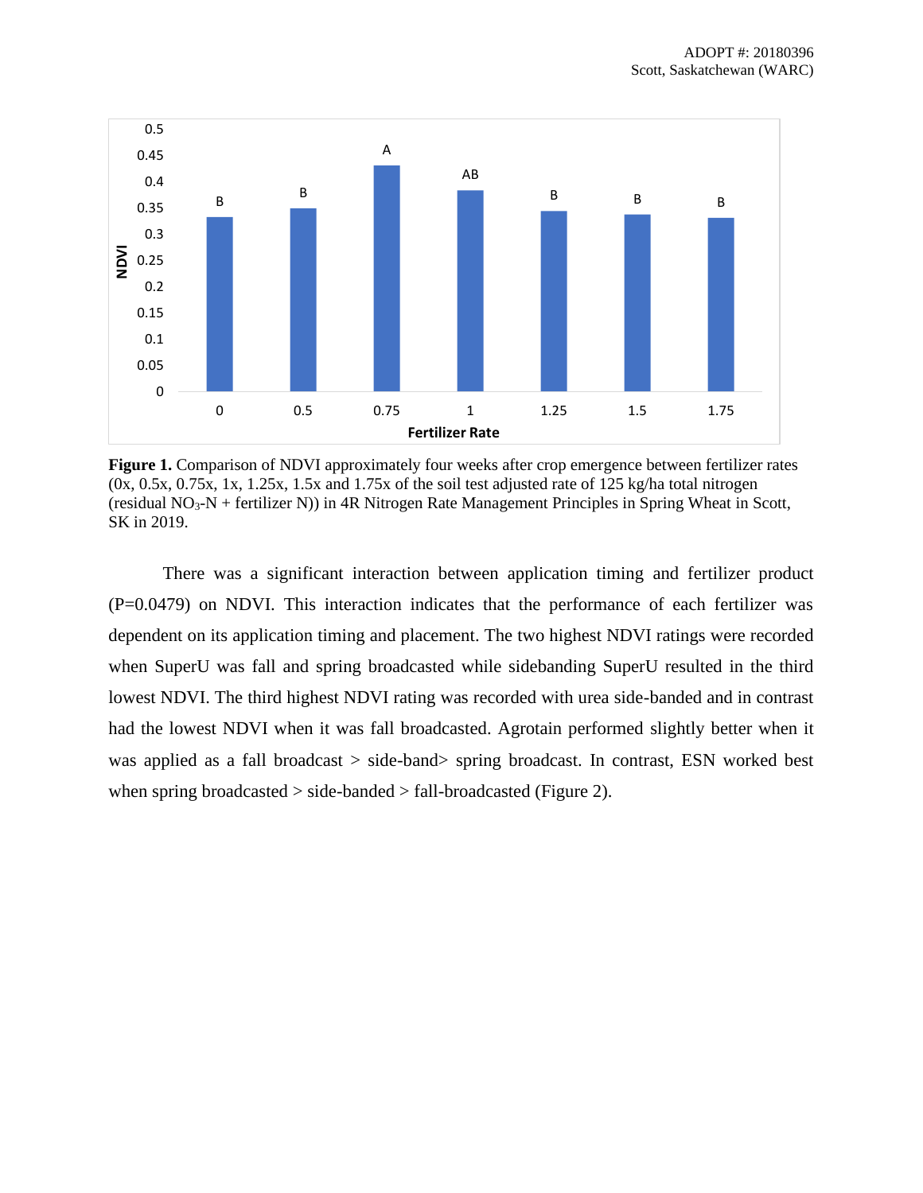**Figure 1.** Comparison of NDVI approximately four weeks after crop emergence between fertilizer rates (0x, 0.5x, 0.75x, 1x, 1.25x, 1.5x and 1.75x of the soil test adjusted rate of 125 kg/ha total nitrogen (residual $NO_3$-N + fertilizer N)) in 4R Nitrogen Rate Management Principles in Spring Wheat in Scott, SK in 2019.

There was a significant interaction between application timing and fertilizer product (P=0.0479) on NDVI. This interaction indicates that the performance of each fertilizer was dependent on its application timing and placement. The two highest NDVI ratings were recorded when SuperU was fall and spring broadcasted while sidebanding SuperU resulted in the third lowest NDVI. The third highest NDVI rating was recorded with urea side-banded and in contrast had the lowest NDVI when it was fall broadcasted. Agrotain performed slightly better when it was applied as a fall broadcast > side-band> spring broadcast. In contrast, ESN worked best when spring broadcasted > side-banded > fall-broadcasted (Figure 2).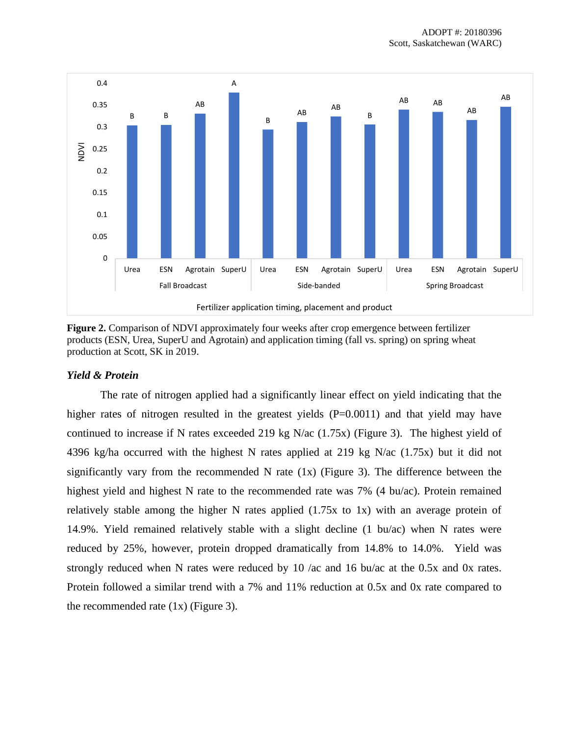**Figure 2.** Comparison of NDVI approximately four weeks after crop emergence between fertilizer products (ESN, Urea, SuperU and Agrotain) and application timing (fall vs. spring) on spring wheat production at Scott, SK in 2019.

### *Yield & Protein*

The rate of nitrogen applied had a significantly linear effect on yield indicating that the higher rates of nitrogen resulted in the greatest yields (P=0.0011) and that yield may have continued to increase if N rates exceeded 219 kg N/ac (1.75x) (Figure 3). The highest yield of 4396 kg/ha occurred with the highest N rates applied at 219 kg N/ac (1.75x) but it did not significantly vary from the recommended N rate (1x) (Figure 3). The difference between the highest yield and highest N rate to the recommended rate was 7% (4 bu/ac). Protein remained relatively stable among the higher N rates applied (1.75x to 1x) with an average protein of 14.9%. Yield remained relatively stable with a slight decline (1 bu/ac) when N rates were reduced by 25%, however, protein dropped dramatically from 14.8% to 14.0%. Yield was strongly reduced when N rates were reduced by 10 /ac and 16 bu/ac at the 0.5x and 0x rates. Protein followed a similar trend with a 7% and 11% reduction at 0.5x and 0x rate compared to the recommended rate (1x) (Figure 3).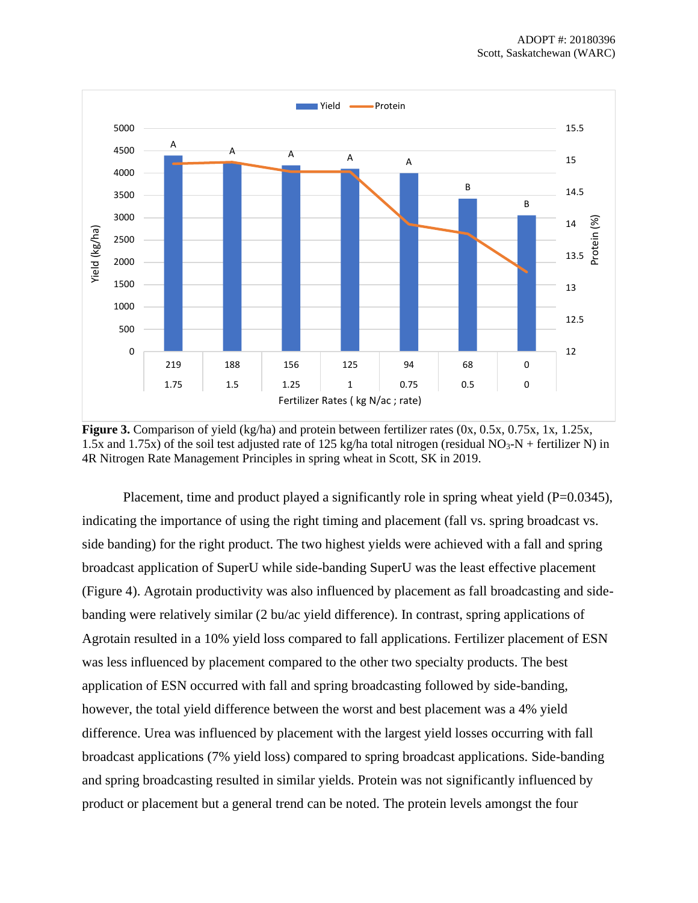**Figure 3.** Comparison of yield (kg/ha) and protein between fertilizer rates (0x, 0.5x, 0.75x, 1x, 1.25x, 1.5x and 1.75x) of the soil test adjusted rate of 125 kg/ha total nitrogen (residual $NO_3$-N + fertilizer N) in 4R Nitrogen Rate Management Principles in spring wheat in Scott, SK in 2019.

Placement, time and product played a significantly role in spring wheat yield (P=0.0345), indicating the importance of using the right timing and placement (fall vs. spring broadcast vs. side banding) for the right product. The two highest yields were achieved with a fall and spring broadcast application of SuperU while side-banding SuperU was the least effective placement (Figure 4). Agrotain productivity was also influenced by placement as fall broadcasting and side-banding were relatively similar (2 bu/ac yield difference). In contrast, spring applications of Agrotain resulted in a 10% yield loss compared to fall applications. Fertilizer placement of ESN was less influenced by placement compared to the other two specialty products. The best application of ESN occurred with fall and spring broadcasting followed by side-banding, however, the total yield difference between the worst and best placement was a 4% yield difference. Urea was influenced by placement with the largest yield losses occurring with fall broadcast applications (7% yield loss) compared to spring broadcast applications. Side-banding and spring broadcasting resulted in similar yields. Protein was not significantly influenced by product or placement but a general trend can be noted. The protein levels amongst the four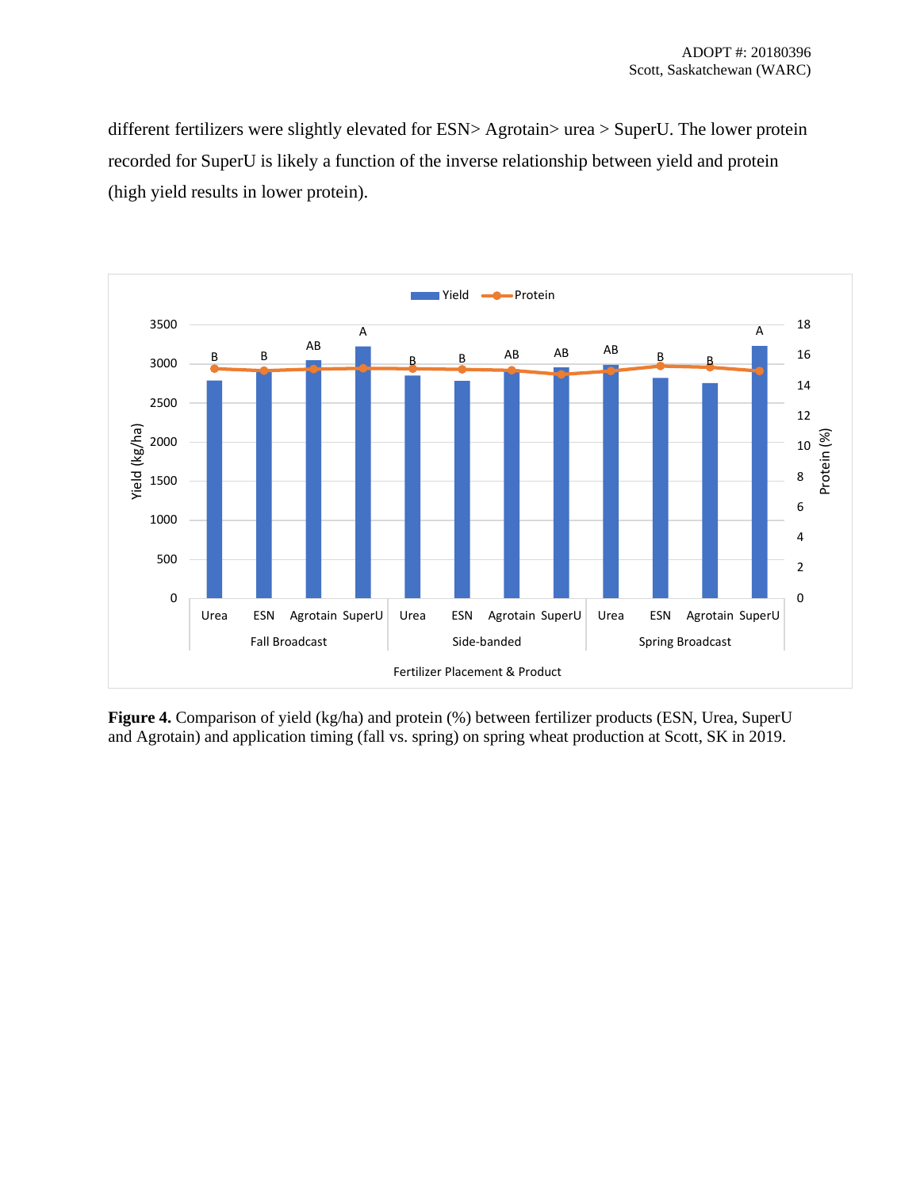different fertilizers were slightly elevated for ESN> Agrotain> urea > SuperU. The lower protein recorded for SuperU is likely a function of the inverse relationship between yield and protein (high yield results in lower protein).

**Figure 4.** Comparison of yield (kg/ha) and protein (%) between fertilizer products (ESN, Urea, SuperU and Agrotain) and application timing (fall vs. spring) on spring wheat production at Scott, SK in 2019.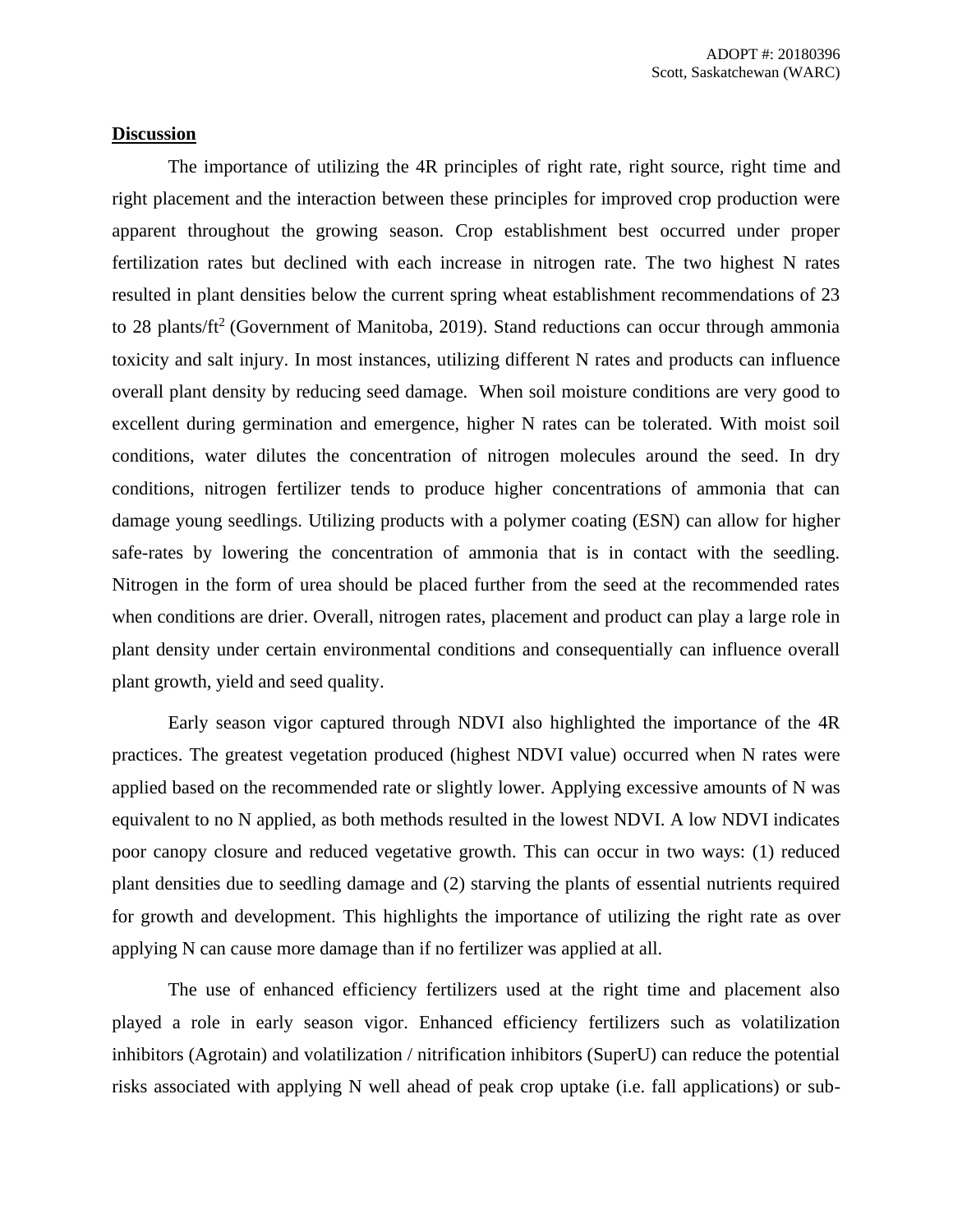## Discussion

The importance of utilizing the 4R principles of right rate, right source, right time and right placement and the interaction between these principles for improved crop production were apparent throughout the growing season. Crop establishment best occurred under proper fertilization rates but declined with each increase in nitrogen rate. The two highest N rates resulted in plant densities below the current spring wheat establishment recommendations of 23 to 28 plants/ft$^2$ (Government of Manitoba, 2019). Stand reductions can occur through ammonia toxicity and salt injury. In most instances, utilizing different N rates and products can influence overall plant density by reducing seed damage. When soil moisture conditions are very good to excellent during germination and emergence, higher N rates can be tolerated. With moist soil conditions, water dilutes the concentration of nitrogen molecules around the seed. In dry conditions, nitrogen fertilizer tends to produce higher concentrations of ammonia that can damage young seedlings. Utilizing products with a polymer coating (ESN) can allow for higher safe-rates by lowering the concentration of ammonia that is in contact with the seedling. Nitrogen in the form of urea should be placed further from the seed at the recommended rates when conditions are drier. Overall, nitrogen rates, placement and product can play a large role in plant density under certain environmental conditions and consequentially can influence overall plant growth, yield and seed quality.

Early season vigor captured through NDVI also highlighted the importance of the 4R practices. The greatest vegetation produced (highest NDVI value) occurred when N rates were applied based on the recommended rate or slightly lower. Applying excessive amounts of N was equivalent to no N applied, as both methods resulted in the lowest NDVI. A low NDVI indicates poor canopy closure and reduced vegetative growth. This can occur in two ways: (1) reduced plant densities due to seedling damage and (2) starving the plants of essential nutrients required for growth and development. This highlights the importance of utilizing the right rate as over applying N can cause more damage than if no fertilizer was applied at all.

The use of enhanced efficiency fertilizers used at the right time and placement also played a role in early season vigor. Enhanced efficiency fertilizers such as volatilization inhibitors (Agrotain) and volatilization / nitrification inhibitors (SuperU) can reduce the potential risks associated with applying N well ahead of peak crop uptake (i.e. fall applications) or sub-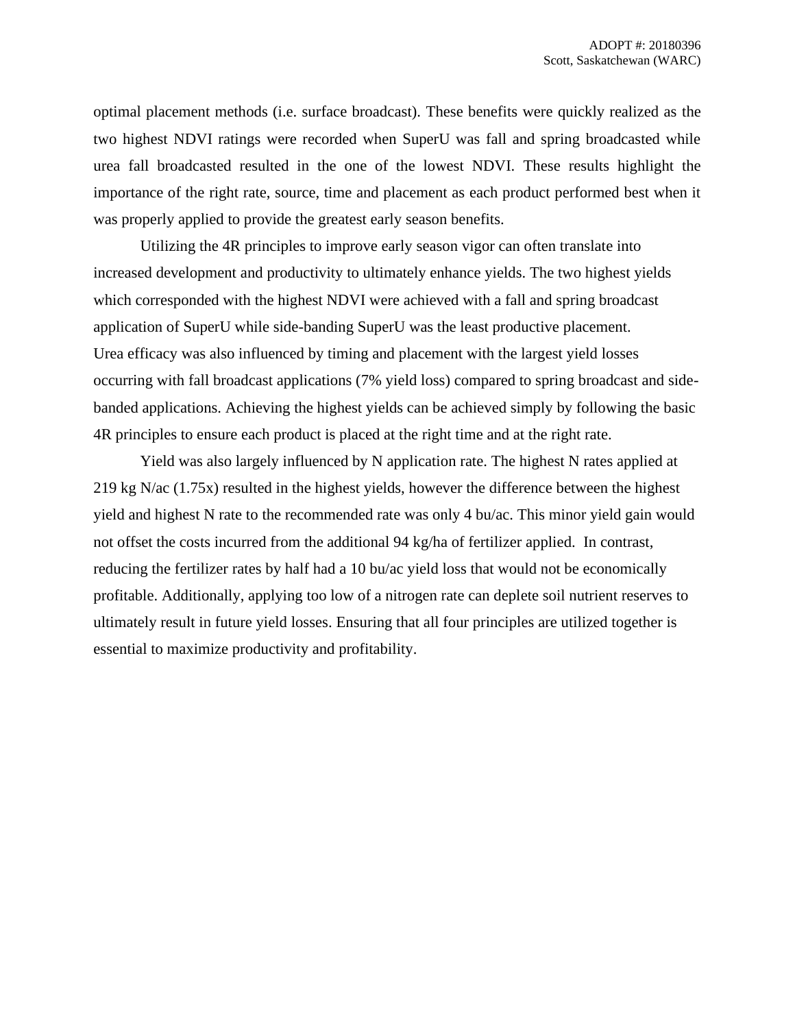optimal placement methods (i.e. surface broadcast). These benefits were quickly realized as the two highest NDVI ratings were recorded when SuperU was fall and spring broadcasted while urea fall broadcasted resulted in the one of the lowest NDVI. These results highlight the importance of the right rate, source, time and placement as each product performed best when it was properly applied to provide the greatest early season benefits.

Utilizing the 4R principles to improve early season vigor can often translate into increased development and productivity to ultimately enhance yields. The two highest yields which corresponded with the highest NDVI were achieved with a fall and spring broadcast application of SuperU while side-banding SuperU was the least productive placement. Urea efficacy was also influenced by timing and placement with the largest yield losses occurring with fall broadcast applications (7% yield loss) compared to spring broadcast and side-banded applications. Achieving the highest yields can be achieved simply by following the basic 4R principles to ensure each product is placed at the right time and at the right rate.

Yield was also largely influenced by N application rate. The highest N rates applied at 219 kg N/ac (1.75x) resulted in the highest yields, however the difference between the highest yield and highest N rate to the recommended rate was only 4 bu/ac. This minor yield gain would not offset the costs incurred from the additional 94 kg/ha of fertilizer applied. In contrast, reducing the fertilizer rates by half had a 10 bu/ac yield loss that would not be economically profitable. Additionally, applying too low of a nitrogen rate can deplete soil nutrient reserves to ultimately result in future yield losses. Ensuring that all four principles are utilized together is essential to maximize productivity and profitability.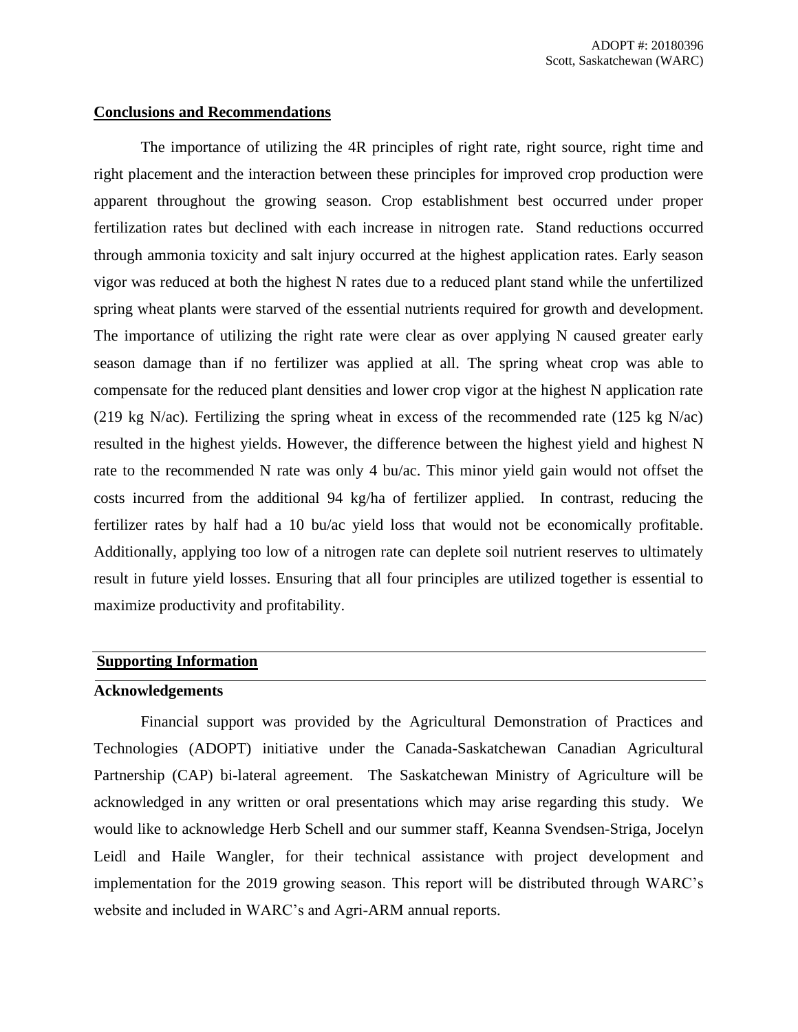## Conclusions and Recommendations

The importance of utilizing the 4R principles of right rate, right source, right time and right placement and the interaction between these principles for improved crop production were apparent throughout the growing season. Crop establishment best occurred under proper fertilization rates but declined with each increase in nitrogen rate. Stand reductions occurred through ammonia toxicity and salt injury occurred at the highest application rates. Early season vigor was reduced at both the highest N rates due to a reduced plant stand while the unfertilized spring wheat plants were starved of the essential nutrients required for growth and development. The importance of utilizing the right rate were clear as over applying N caused greater early season damage than if no fertilizer was applied at all. The spring wheat crop was able to compensate for the reduced plant densities and lower crop vigor at the highest N application rate (219 kg N/ac). Fertilizing the spring wheat in excess of the recommended rate (125 kg N/ac) resulted in the highest yields. However, the difference between the highest yield and highest N rate to the recommended N rate was only 4 bu/ac. This minor yield gain would not offset the costs incurred from the additional 94 kg/ha of fertilizer applied. In contrast, reducing the fertilizer rates by half had a 10 bu/ac yield loss that would not be economically profitable. Additionally, applying too low of a nitrogen rate can deplete soil nutrient reserves to ultimately result in future yield losses. Ensuring that all four principles are utilized together is essential to maximize productivity and profitability.

## Supporting Information

### Acknowledgements

Financial support was provided by the Agricultural Demonstration of Practices and Technologies (ADOPT) initiative under the Canada-Saskatchewan Canadian Agricultural Partnership (CAP) bi-lateral agreement. The Saskatchewan Ministry of Agriculture will be acknowledged in any written or oral presentations which may arise regarding this study. We would like to acknowledge Herb Schell and our summer staff, Keanna Svendsen-Striga, Jocelyn Leidl and Haile Wangler, for their technical assistance with project development and implementation for the 2019 growing season. This report will be distributed through WARC's website and included in WARC's and Agri-ARM annual reports.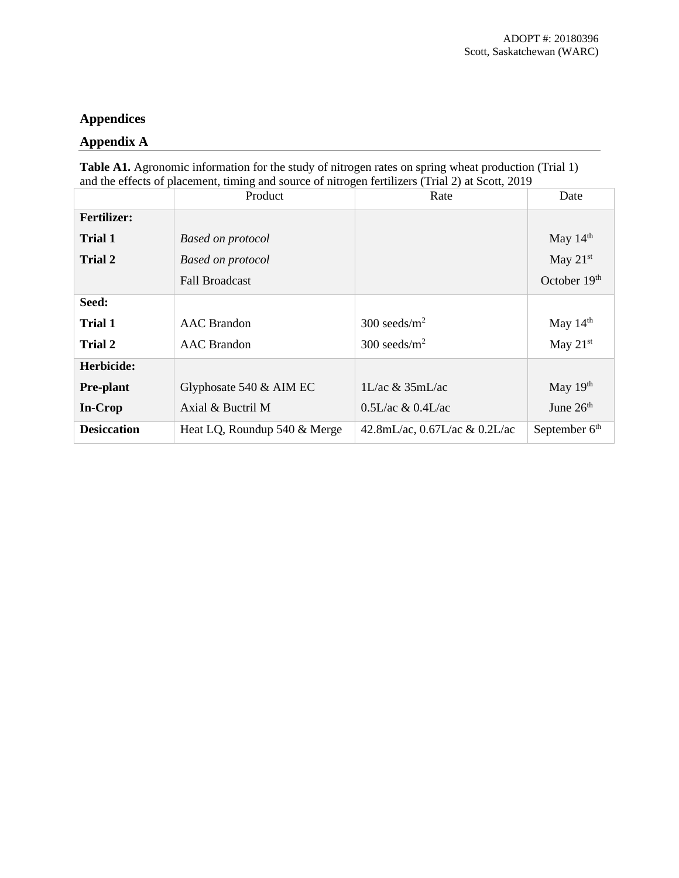# Appendices

## Appendix A

**Table A1.** Agronomic information for the study of nitrogen rates on spring wheat production (Trial 1) and the effects of placement, timing and source of nitrogen fertilizers (Trial 2) at Scott, 2019

| | Product | Rate | Date |
|---|---|---|---|
| **Fertilizer:** | | | |
| **Trial 1** | *Based on protocol* | | May 14th |
| **Trial 2** | *Based on protocol* | | May 21st |
| | Fall Broadcast | | October 19th |
| **Seed:** | | | |
| **Trial 1** | AAC Brandon | 300 seeds/m$^2$ | May 14th |
| **Trial 2** | AAC Brandon | 300 seeds/m$^2$ | May 21st |
| **Herbicide:** | | | |
| **Pre-plant** | Glyphosate 540 & AIM EC | 1L/ac & 35mL/ac | May 19th |
| **In-Crop** | Axial & Buctril M | 0.5L/ac & 0.4L/ac | June 26th |
| **Desiccation** | Heat LQ, Roundup 540 & Merge | 42.8mL/ac, 0.67L/ac & 0.2L/ac | September 6th |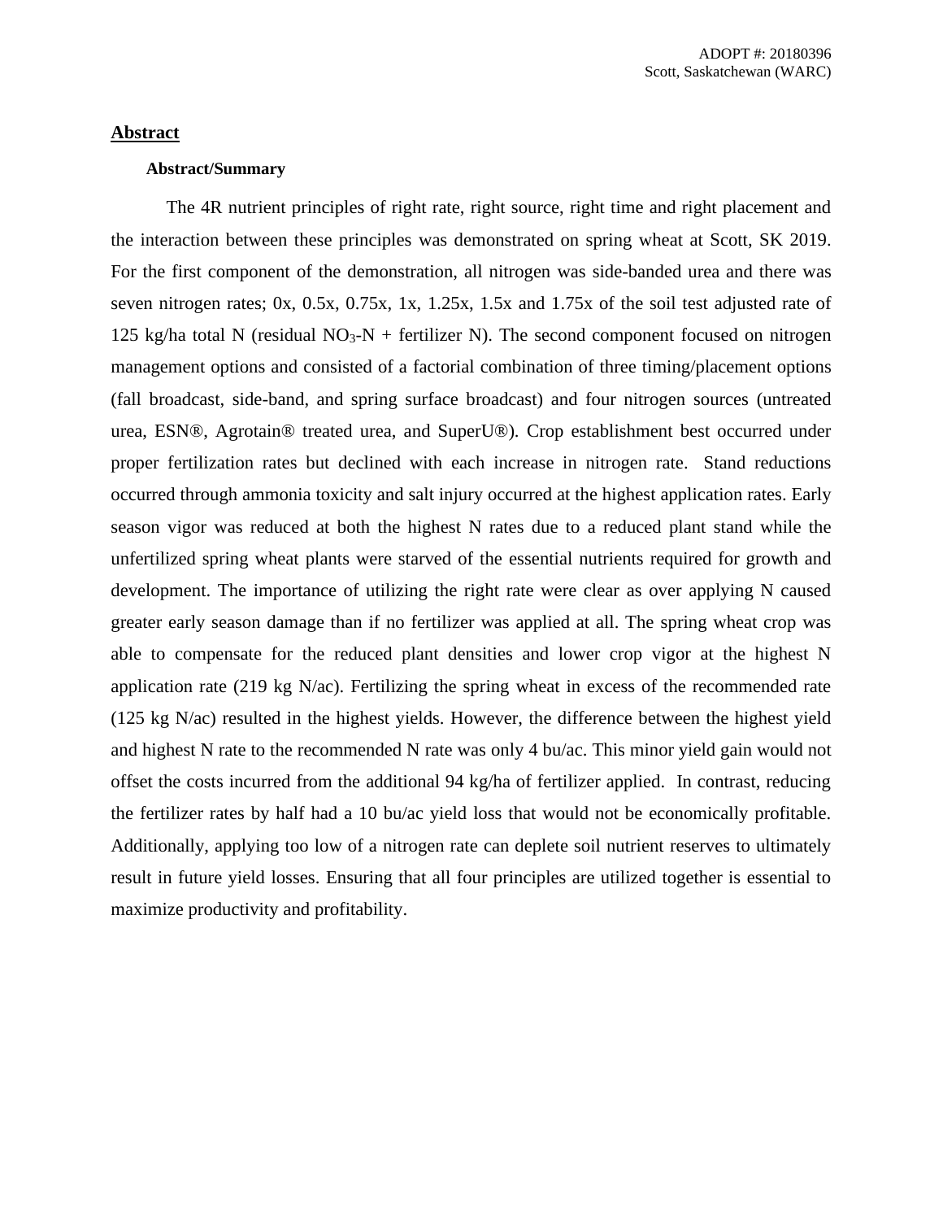## Abstract

### Abstract/Summary

The 4R nutrient principles of right rate, right source, right time and right placement and the interaction between these principles was demonstrated on spring wheat at Scott, SK 2019. For the first component of the demonstration, all nitrogen was side-banded urea and there was seven nitrogen rates; 0x, 0.5x, 0.75x, 1x, 1.25x, 1.5x and 1.75x of the soil test adjusted rate of 125 kg/ha total N (residual $NO_3$-N + fertilizer N). The second component focused on nitrogen management options and consisted of a factorial combination of three timing/placement options (fall broadcast, side-band, and spring surface broadcast) and four nitrogen sources (untreated urea, ESN®, Agrotain® treated urea, and SuperU®). Crop establishment best occurred under proper fertilization rates but declined with each increase in nitrogen rate. Stand reductions occurred through ammonia toxicity and salt injury occurred at the highest application rates. Early season vigor was reduced at both the highest N rates due to a reduced plant stand while the unfertilized spring wheat plants were starved of the essential nutrients required for growth and development. The importance of utilizing the right rate were clear as over applying N caused greater early season damage than if no fertilizer was applied at all. The spring wheat crop was able to compensate for the reduced plant densities and lower crop vigor at the highest N application rate (219 kg N/ac). Fertilizing the spring wheat in excess of the recommended rate (125 kg N/ac) resulted in the highest yields. However, the difference between the highest yield and highest N rate to the recommended N rate was only 4 bu/ac. This minor yield gain would not offset the costs incurred from the additional 94 kg/ha of fertilizer applied. In contrast, reducing the fertilizer rates by half had a 10 bu/ac yield loss that would not be economically profitable. Additionally, applying too low of a nitrogen rate can deplete soil nutrient reserves to ultimately result in future yield losses. Ensuring that all four principles are utilized together is essential to maximize productivity and profitability.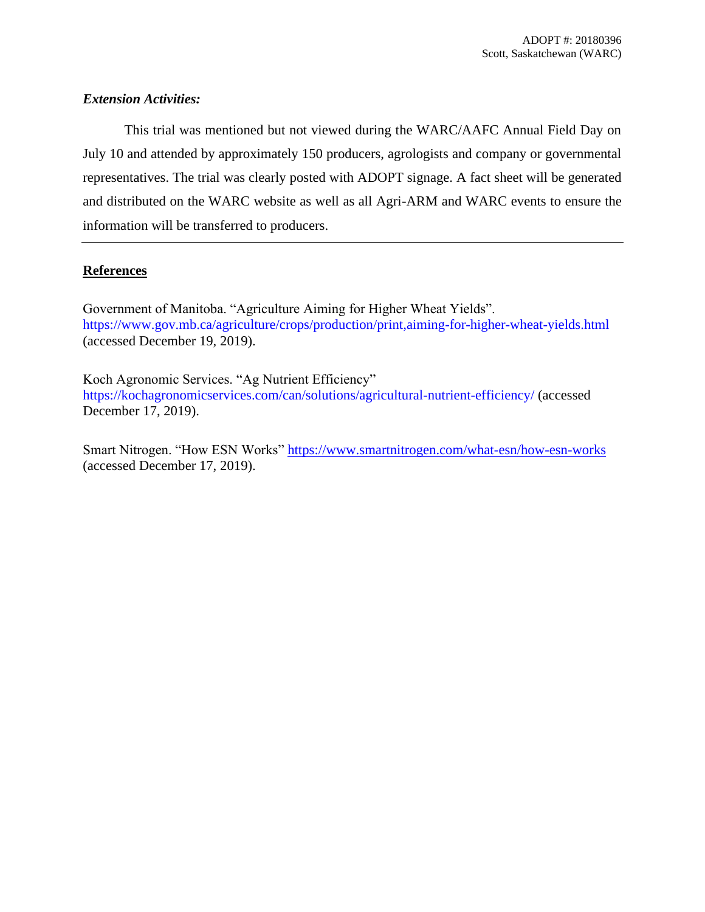### *Extension Activities:*

This trial was mentioned but not viewed during the WARC/AAFC Annual Field Day on July 10 and attended by approximately 150 producers, agrologists and company or governmental representatives. The trial was clearly posted with ADOPT signage. A fact sheet will be generated and distributed on the WARC website as well as all Agri-ARM and WARC events to ensure the information will be transferred to producers.

---

## References

Government of Manitoba. "Agriculture Aiming for Higher Wheat Yields". https://www.gov.mb.ca/agriculture/crops/production/print,aiming-for-higher-wheat-yields.html (accessed December 19, 2019).

Koch Agronomic Services. "Ag Nutrient Efficiency" https://kochagronomicservices.com/can/solutions/agricultural-nutrient-efficiency/ (accessed December 17, 2019).

Smart Nitrogen. "How ESN Works" https://www.smartnitrogen.com/what-esn/how-esn-works (accessed December 17, 2019).